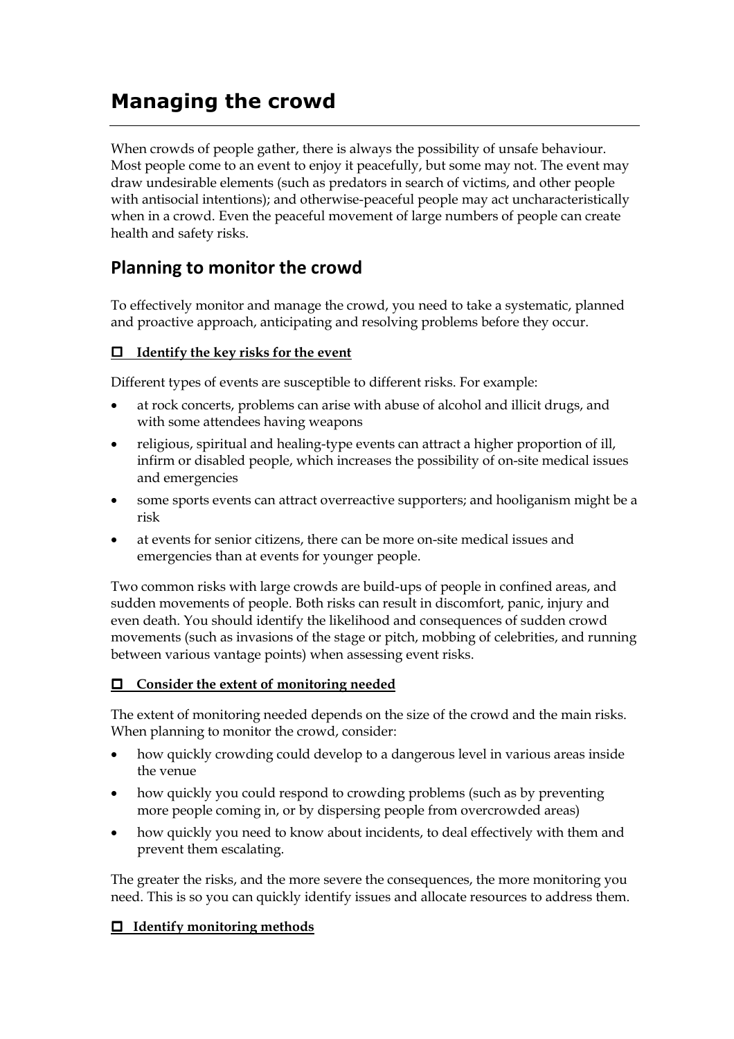# Managing the crowd

When crowds of people gather, there is always the possibility of unsafe behaviour. Most people come to an event to enjoy it peacefully, but some may not. The event may draw undesirable elements (such as predators in search of victims, and other people with antisocial intentions); and otherwise-peaceful people may act uncharacteristically when in a crowd. Even the peaceful movement of large numbers of people can create health and safety risks.

## Planning to monitor the crowd

To effectively monitor and manage the crowd, you need to take a systematic, planned and proactive approach, anticipating and resolving problems before they occur.

### ☐ Identify the key risks for the event

Different types of events are susceptible to different risks. For example:

- at rock concerts, problems can arise with abuse of alcohol and illicit drugs, and with some attendees having weapons
- religious, spiritual and healing-type events can attract a higher proportion of ill, infirm or disabled people, which increases the possibility of on-site medical issues and emergencies
- some sports events can attract overreactive supporters; and hooliganism might be a risk
- at events for senior citizens, there can be more on-site medical issues and emergencies than at events for younger people.

Two common risks with large crowds are build-ups of people in confined areas, and sudden movements of people. Both risks can result in discomfort, panic, injury and even death. You should identify the likelihood and consequences of sudden crowd movements (such as invasions of the stage or pitch, mobbing of celebrities, and running between various vantage points) when assessing event risks.

### ☐ Consider the extent of monitoring needed

The extent of monitoring needed depends on the size of the crowd and the main risks. When planning to monitor the crowd, consider:

- how quickly crowding could develop to a dangerous level in various areas inside the venue
- how quickly you could respond to crowding problems (such as by preventing more people coming in, or by dispersing people from overcrowded areas)
- how quickly you need to know about incidents, to deal effectively with them and prevent them escalating.

The greater the risks, and the more severe the consequences, the more monitoring you need. This is so you can quickly identify issues and allocate resources to address them.

### ☐ Identify monitoring methods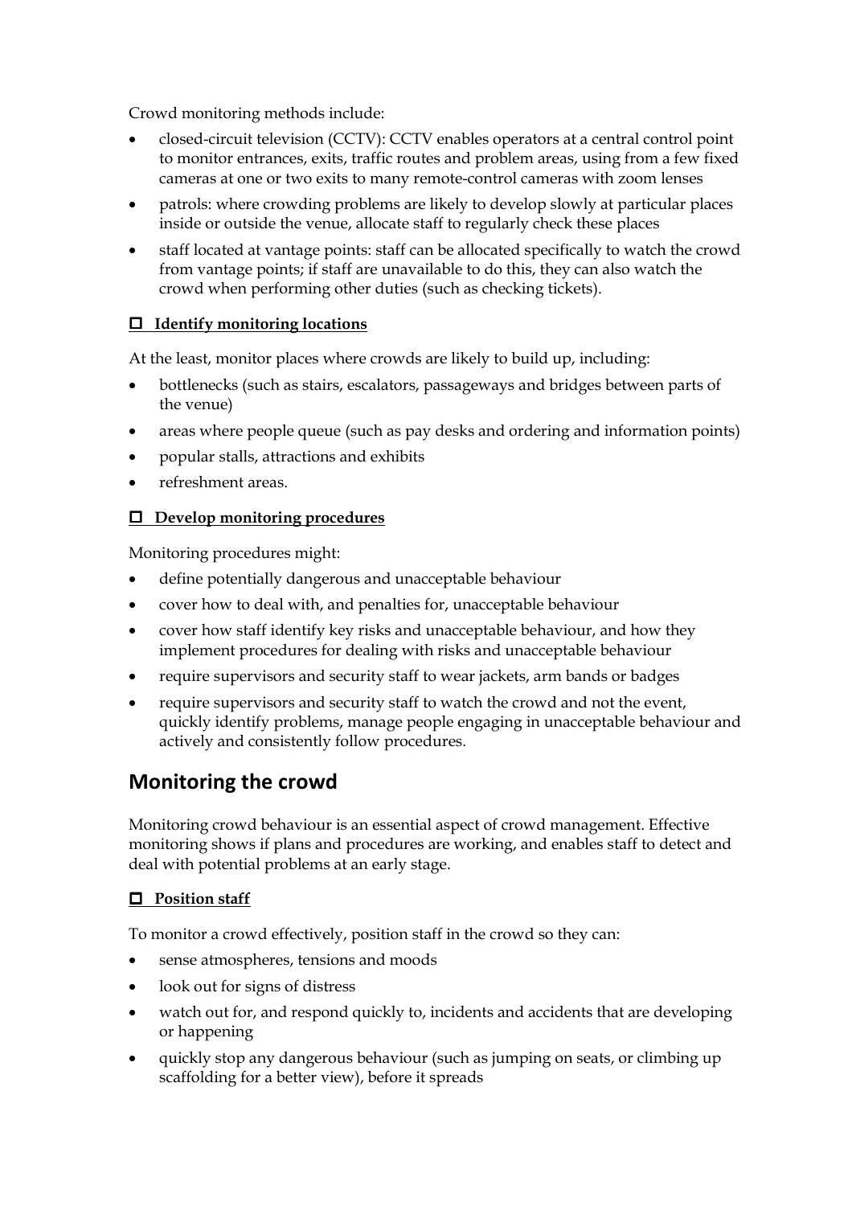Crowd monitoring methods include:

- closed-circuit television (CCTV): CCTV enables operators at a central control point to monitor entrances, exits, traffic routes and problem areas, using from a few fixed cameras at one or two exits to many remote-control cameras with zoom lenses
- patrols: where crowding problems are likely to develop slowly at particular places inside or outside the venue, allocate staff to regularly check these places
- staff located at vantage points: staff can be allocated specifically to watch the crowd from vantage points; if staff are unavailable to do this, they can also watch the crowd when performing other duties (such as checking tickets).

### ☐ Identify monitoring locations

At the least, monitor places where crowds are likely to build up, including:

- bottlenecks (such as stairs, escalators, passageways and bridges between parts of the venue)
- areas where people queue (such as pay desks and ordering and information points)
- popular stalls, attractions and exhibits
- refreshment areas.

### ☐ Develop monitoring procedures

Monitoring procedures might:

- define potentially dangerous and unacceptable behaviour
- cover how to deal with, and penalties for, unacceptable behaviour
- cover how staff identify key risks and unacceptable behaviour, and how they implement procedures for dealing with risks and unacceptable behaviour
- require supervisors and security staff to wear jackets, arm bands or badges
- require supervisors and security staff to watch the crowd and not the event, quickly identify problems, manage people engaging in unacceptable behaviour and actively and consistently follow procedures.

## Monitoring the crowd

Monitoring crowd behaviour is an essential aspect of crowd management. Effective monitoring shows if plans and procedures are working, and enables staff to detect and deal with potential problems at an early stage.

### ☐ Position staff

To monitor a crowd effectively, position staff in the crowd so they can:

- sense atmospheres, tensions and moods
- look out for signs of distress
- watch out for, and respond quickly to, incidents and accidents that are developing or happening
- quickly stop any dangerous behaviour (such as jumping on seats, or climbing up scaffolding for a better view), before it spreads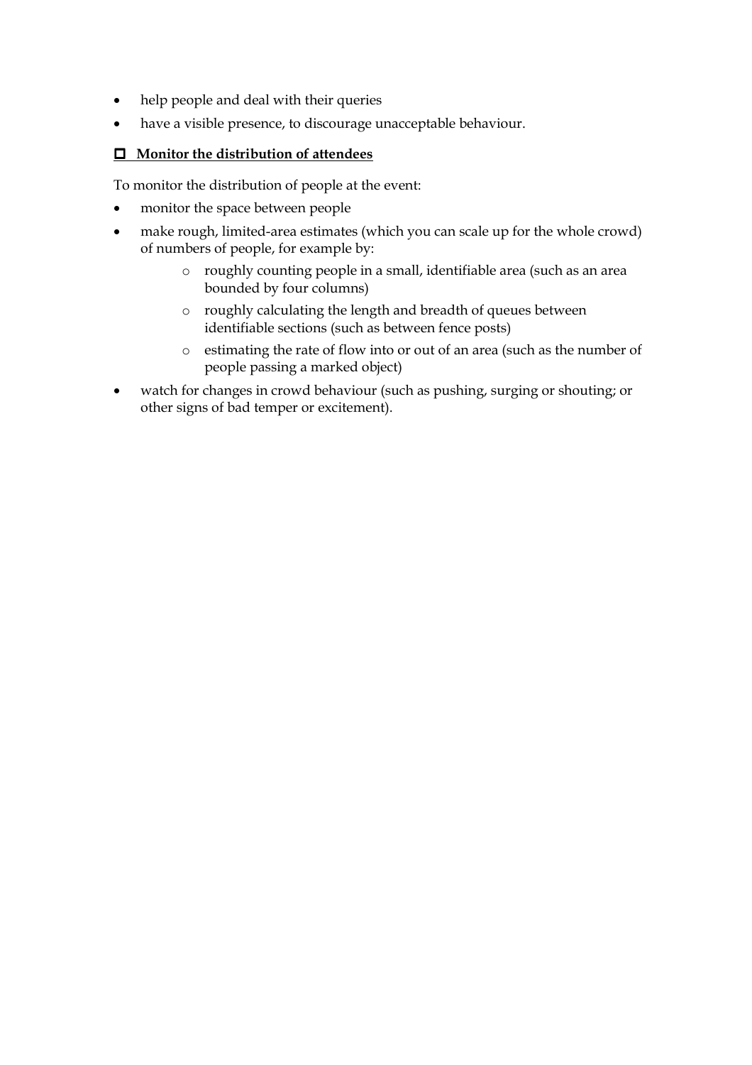- help people and deal with their queries
- have a visible presence, to discourage unacceptable behaviour.

### ☐ **Monitor the distribution of attendees**

To monitor the distribution of people at the event:

- monitor the space between people
- make rough, limited-area estimates (which you can scale up for the whole crowd) of numbers of people, for example by:
    - roughly counting people in a small, identifiable area (such as an area bounded by four columns)
    - roughly calculating the length and breadth of queues between identifiable sections (such as between fence posts)
    - estimating the rate of flow into or out of an area (such as the number of people passing a marked object)
- watch for changes in crowd behaviour (such as pushing, surging or shouting; or other signs of bad temper or excitement).